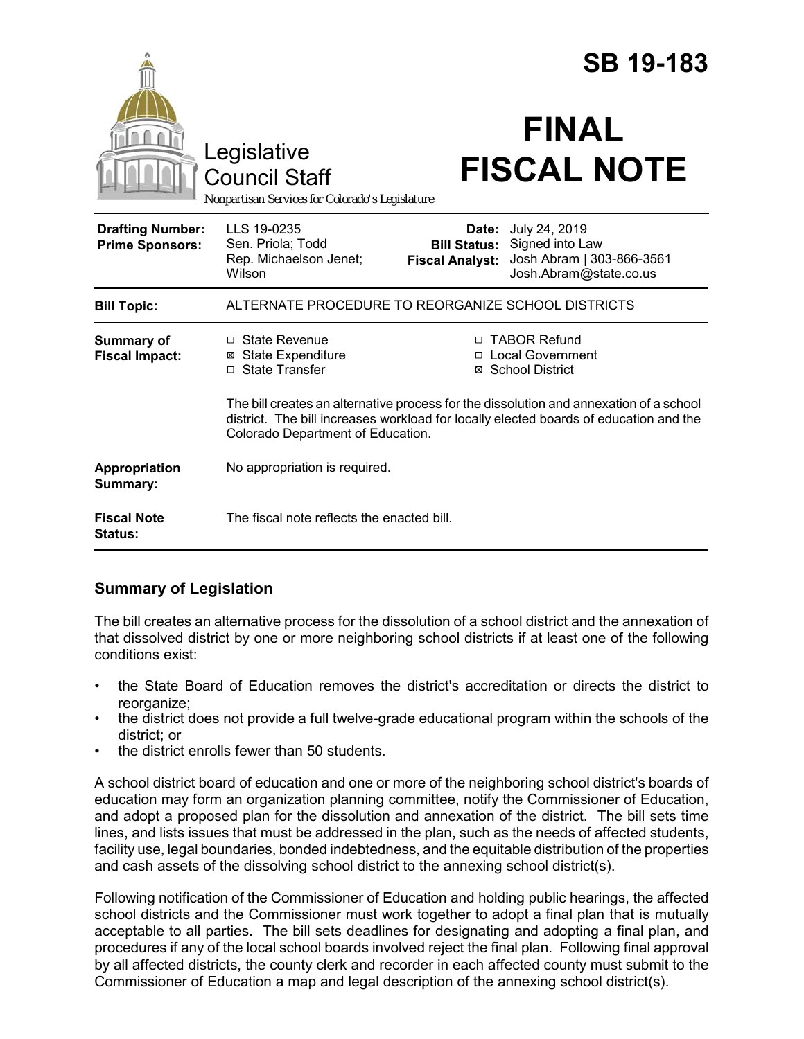# SB 19-183

Legislative Council Staff

*Nonpartisan Services for Colorado's Legislature*

# FINAL FISCAL NOTE

| | | | |
|---|---|---|---|
| **Drafting Number:** | LLS 19-0235 | **Date:** | July 24, 2019 |
| **Prime Sponsors:** | Sen. Priola; Todd<br>Rep. Michaelson Jenet; Wilson | **Bill Status:** | Signed into Law |
| | | **Fiscal Analyst:** | Josh Abram \| 303-866-3561<br>Josh.Abram@state.co.us |

| | |
|---|---|
| **Bill Topic:** | ALTERNATE PROCEDURE TO REORGANIZE SCHOOL DISTRICTS |
| **Summary of Fiscal Impact:** | ☐ State Revenue<br>☒ State Expenditure<br>☐ State Transfer<br>☐ TABOR Refund<br>☐ Local Government<br>☒ School District<br><br>The bill creates an alternative process for the dissolution and annexation of a school district. The bill increases workload for locally elected boards of education and the Colorado Department of Education. |
| **Appropriation Summary:** | No appropriation is required. |
| **Fiscal Note Status:** | The fiscal note reflects the enacted bill. |

## Summary of Legislation

The bill creates an alternative process for the dissolution of a school district and the annexation of that dissolved district by one or more neighboring school districts if at least one of the following conditions exist:

- the State Board of Education removes the district's accreditation or directs the district to reorganize;
- the district does not provide a full twelve-grade educational program within the schools of the district; or
- the district enrolls fewer than 50 students.

A school district board of education and one or more of the neighboring school district's boards of education may form an organization planning committee, notify the Commissioner of Education, and adopt a proposed plan for the dissolution and annexation of the district. The bill sets time lines, and lists issues that must be addressed in the plan, such as the needs of affected students, facility use, legal boundaries, bonded indebtedness, and the equitable distribution of the properties and cash assets of the dissolving school district to the annexing school district(s).

Following notification of the Commissioner of Education and holding public hearings, the affected school districts and the Commissioner must work together to adopt a final plan that is mutually acceptable to all parties. The bill sets deadlines for designating and adopting a final plan, and procedures if any of the local school boards involved reject the final plan. Following final approval by all affected districts, the county clerk and recorder in each affected county must submit to the Commissioner of Education a map and legal description of the annexing school district(s).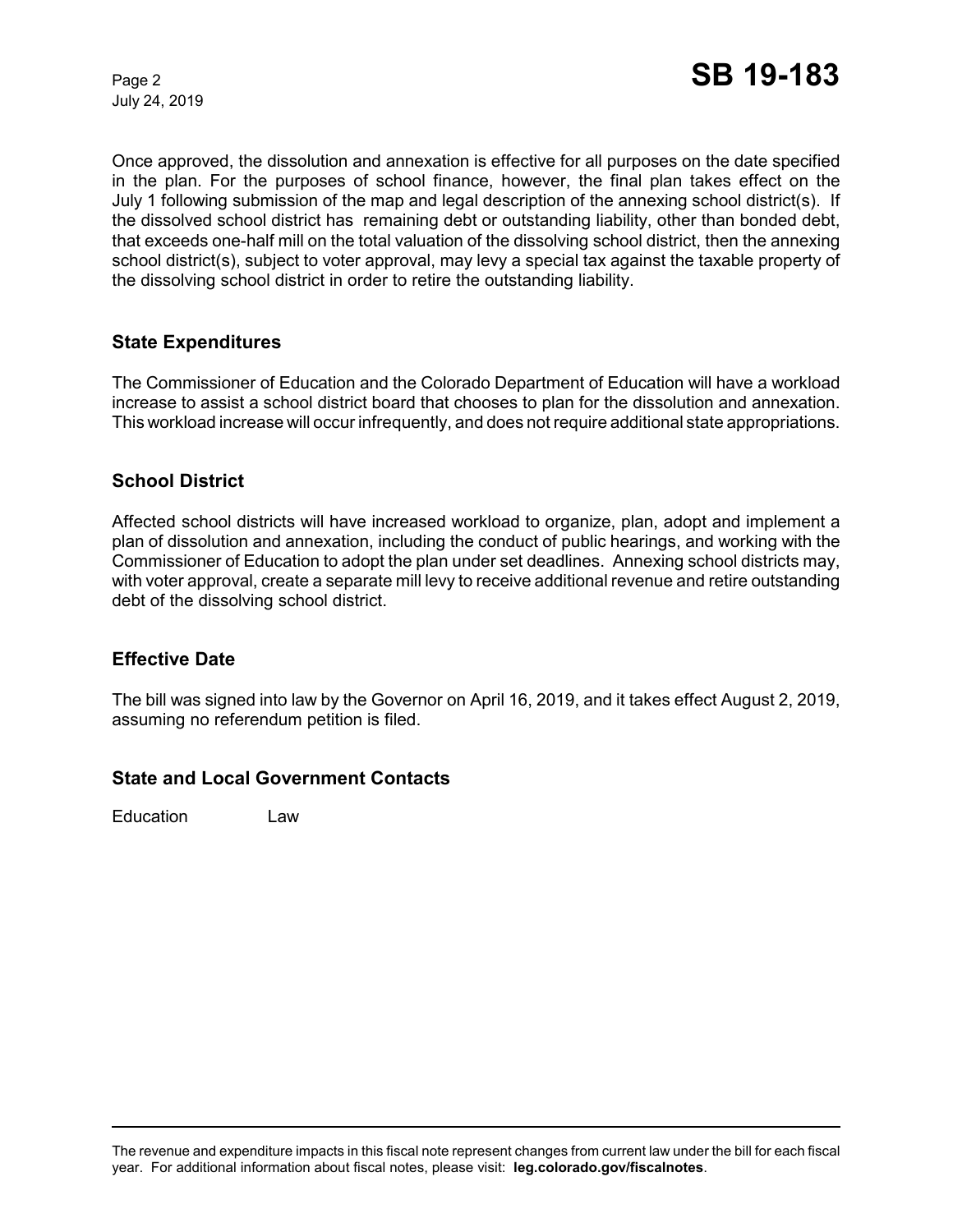Once approved, the dissolution and annexation is effective for all purposes on the date specified in the plan. For the purposes of school finance, however, the final plan takes effect on the July 1 following submission of the map and legal description of the annexing school district(s). If the dissolved school district has remaining debt or outstanding liability, other than bonded debt, that exceeds one-half mill on the total valuation of the dissolving school district, then the annexing school district(s), subject to voter approval, may levy a special tax against the taxable property of the dissolving school district in order to retire the outstanding liability.

## State Expenditures

The Commissioner of Education and the Colorado Department of Education will have a workload increase to assist a school district board that chooses to plan for the dissolution and annexation. This workload increase will occur infrequently, and does not require additional state appropriations.

## School District

Affected school districts will have increased workload to organize, plan, adopt and implement a plan of dissolution and annexation, including the conduct of public hearings, and working with the Commissioner of Education to adopt the plan under set deadlines. Annexing school districts may, with voter approval, create a separate mill levy to receive additional revenue and retire outstanding debt of the dissolving school district.

## Effective Date

The bill was signed into law by the Governor on April 16, 2019, and it takes effect August 2, 2019, assuming no referendum petition is filed.

## State and Local Government Contacts

Education Law

The revenue and expenditure impacts in this fiscal note represent changes from current law under the bill for each fiscal year. For additional information about fiscal notes, please visit: **leg.colorado.gov/fiscalnotes**.